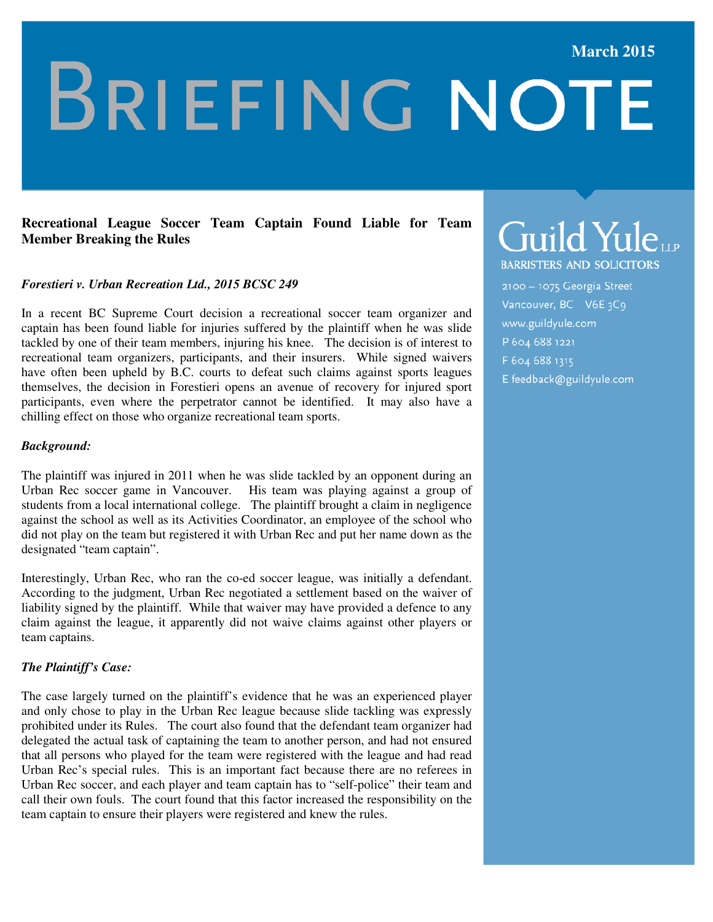March 2015

# BRIEFING NOTE

**Guild Yule LLP**
BARRISTERS AND SOLICITORS

2100 – 1075 Georgia Street
Vancouver, BC V6E 3C9
www.guildyule.com
P 604 688 1221
F 604 688 1315
E feedback@guildyule.com

## Recreational League Soccer Team Captain Found Liable for Team Member Breaking the Rules

***Forestieri v. Urban Recreation Ltd., 2015 BCSC 249***

In a recent BC Supreme Court decision a recreational soccer team organizer and captain has been found liable for injuries suffered by the plaintiff when he was slide tackled by one of their team members, injuring his knee. The decision is of interest to recreational team organizers, participants, and their insurers. While signed waivers have often been upheld by B.C. courts to defeat such claims against sports leagues themselves, the decision in Forestieri opens an avenue of recovery for injured sport participants, even where the perpetrator cannot be identified. It may also have a chilling effect on those who organize recreational team sports.

***Background:***

The plaintiff was injured in 2011 when he was slide tackled by an opponent during an Urban Rec soccer game in Vancouver. His team was playing against a group of students from a local international college. The plaintiff brought a claim in negligence against the school as well as its Activities Coordinator, an employee of the school who did not play on the team but registered it with Urban Rec and put her name down as the designated "team captain".

Interestingly, Urban Rec, who ran the co-ed soccer league, was initially a defendant. According to the judgment, Urban Rec negotiated a settlement based on the waiver of liability signed by the plaintiff. While that waiver may have provided a defence to any claim against the league, it apparently did not waive claims against other players or team captains.

***The Plaintiff's Case:***

The case largely turned on the plaintiff's evidence that he was an experienced player and only chose to play in the Urban Rec league because slide tackling was expressly prohibited under its Rules. The court also found that the defendant team organizer had delegated the actual task of captaining the team to another person, and had not ensured that all persons who played for the team were registered with the league and had read Urban Rec's special rules. This is an important fact because there are no referees in Urban Rec soccer, and each player and team captain has to "self-police" their team and call their own fouls. The court found that this factor increased the responsibility on the team captain to ensure their players were registered and knew the rules.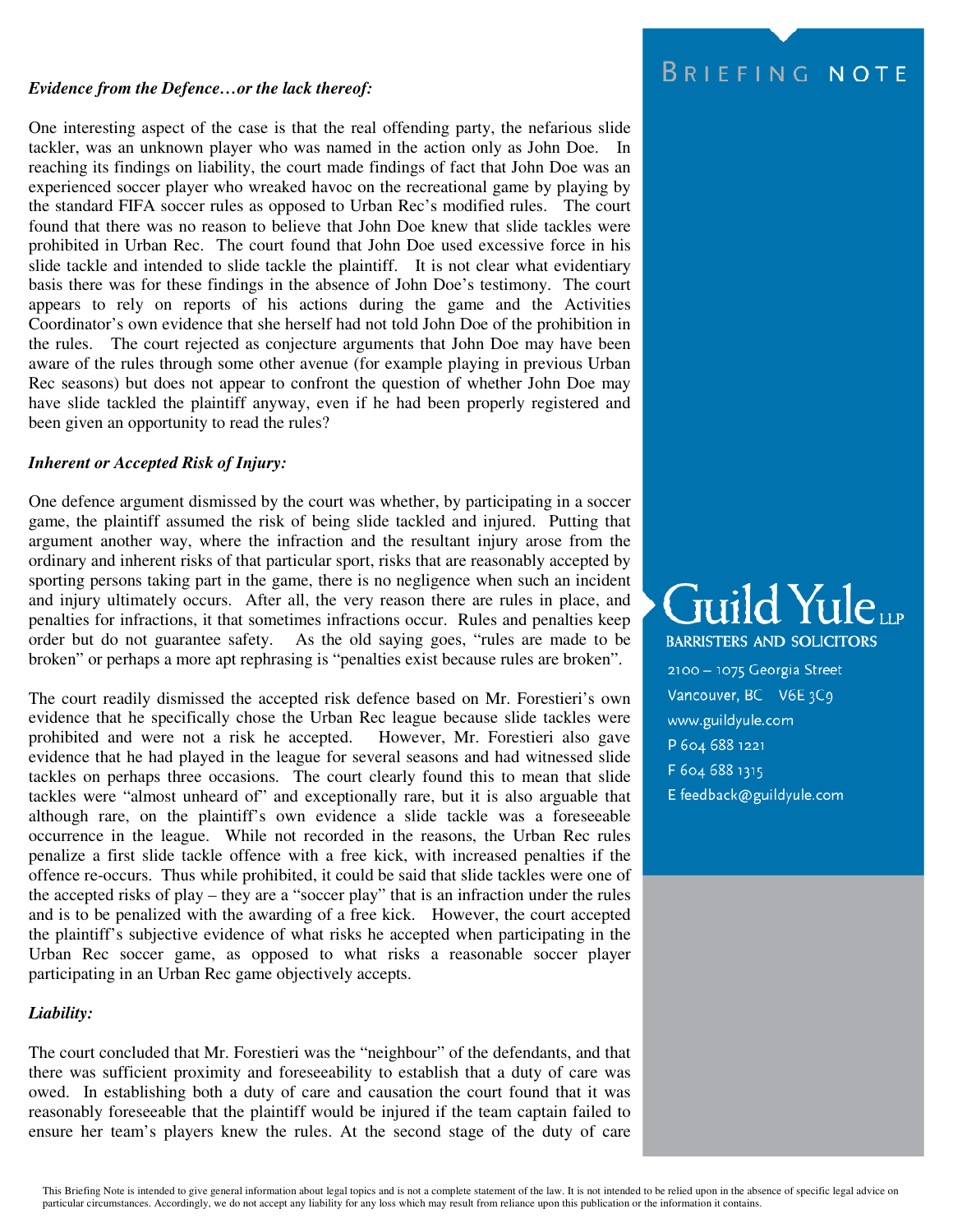***Evidence from the Defence…or the lack thereof:***

One interesting aspect of the case is that the real offending party, the nefarious slide tackler, was an unknown player who was named in the action only as John Doe. In reaching its findings on liability, the court made findings of fact that John Doe was an experienced soccer player who wreaked havoc on the recreational game by playing by the standard FIFA soccer rules as opposed to Urban Rec's modified rules. The court found that there was no reason to believe that John Doe knew that slide tackles were prohibited in Urban Rec. The court found that John Doe used excessive force in his slide tackle and intended to slide tackle the plaintiff. It is not clear what evidentiary basis there was for these findings in the absence of John Doe's testimony. The court appears to rely on reports of his actions during the game and the Activities Coordinator's own evidence that she herself had not told John Doe of the prohibition in the rules. The court rejected as conjecture arguments that John Doe may have been aware of the rules through some other avenue (for example playing in previous Urban Rec seasons) but does not appear to confront the question of whether John Doe may have slide tackled the plaintiff anyway, even if he had been properly registered and been given an opportunity to read the rules?

***Inherent or Accepted Risk of Injury:***

One defence argument dismissed by the court was whether, by participating in a soccer game, the plaintiff assumed the risk of being slide tackled and injured. Putting that argument another way, where the infraction and the resultant injury arose from the ordinary and inherent risks of that particular sport, risks that are reasonably accepted by sporting persons taking part in the game, there is no negligence when such an incident and injury ultimately occurs. After all, the very reason there are rules in place, and penalties for infractions, it that sometimes infractions occur. Rules and penalties keep order but do not guarantee safety. As the old saying goes, "rules are made to be broken" or perhaps a more apt rephrasing is "penalties exist because rules are broken".

The court readily dismissed the accepted risk defence based on Mr. Forestieri's own evidence that he specifically chose the Urban Rec league because slide tackles were prohibited and were not a risk he accepted. However, Mr. Forestieri also gave evidence that he had played in the league for several seasons and had witnessed slide tackles on perhaps three occasions. The court clearly found this to mean that slide tackles were "almost unheard of" and exceptionally rare, but it is also arguable that although rare, on the plaintiff's own evidence a slide tackle was a foreseeable occurrence in the league. While not recorded in the reasons, the Urban Rec rules penalize a first slide tackle offence with a free kick, with increased penalties if the offence re-occurs. Thus while prohibited, it could be said that slide tackles were one of the accepted risks of play – they are a "soccer play" that is an infraction under the rules and is to be penalized with the awarding of a free kick. However, the court accepted the plaintiff's subjective evidence of what risks he accepted when participating in the Urban Rec soccer game, as opposed to what risks a reasonable soccer player participating in an Urban Rec game objectively accepts.

***Liability:***

The court concluded that Mr. Forestieri was the "neighbour" of the defendants, and that there was sufficient proximity and foreseeability to establish that a duty of care was owed. In establishing both a duty of care and causation the court found that it was reasonably foreseeable that the plaintiff would be injured if the team captain failed to ensure her team's players knew the rules. At the second stage of the duty of care

BRIEFING NOTE

Guild Yule LLP
BARRISTERS AND SOLICITORS
2100 – 1075 Georgia Street
Vancouver, BC V6E 3C9
www.guildyule.com
P 604 688 1221
F 604 688 1315
E feedback@guildyule.com

This Briefing Note is intended to give general information about legal topics and is not a complete statement of the law. It is not intended to be relied upon in the absence of specific legal advice on particular circumstances. Accordingly, we do not accept any liability for any loss which may result from reliance upon this publication or the information it contains.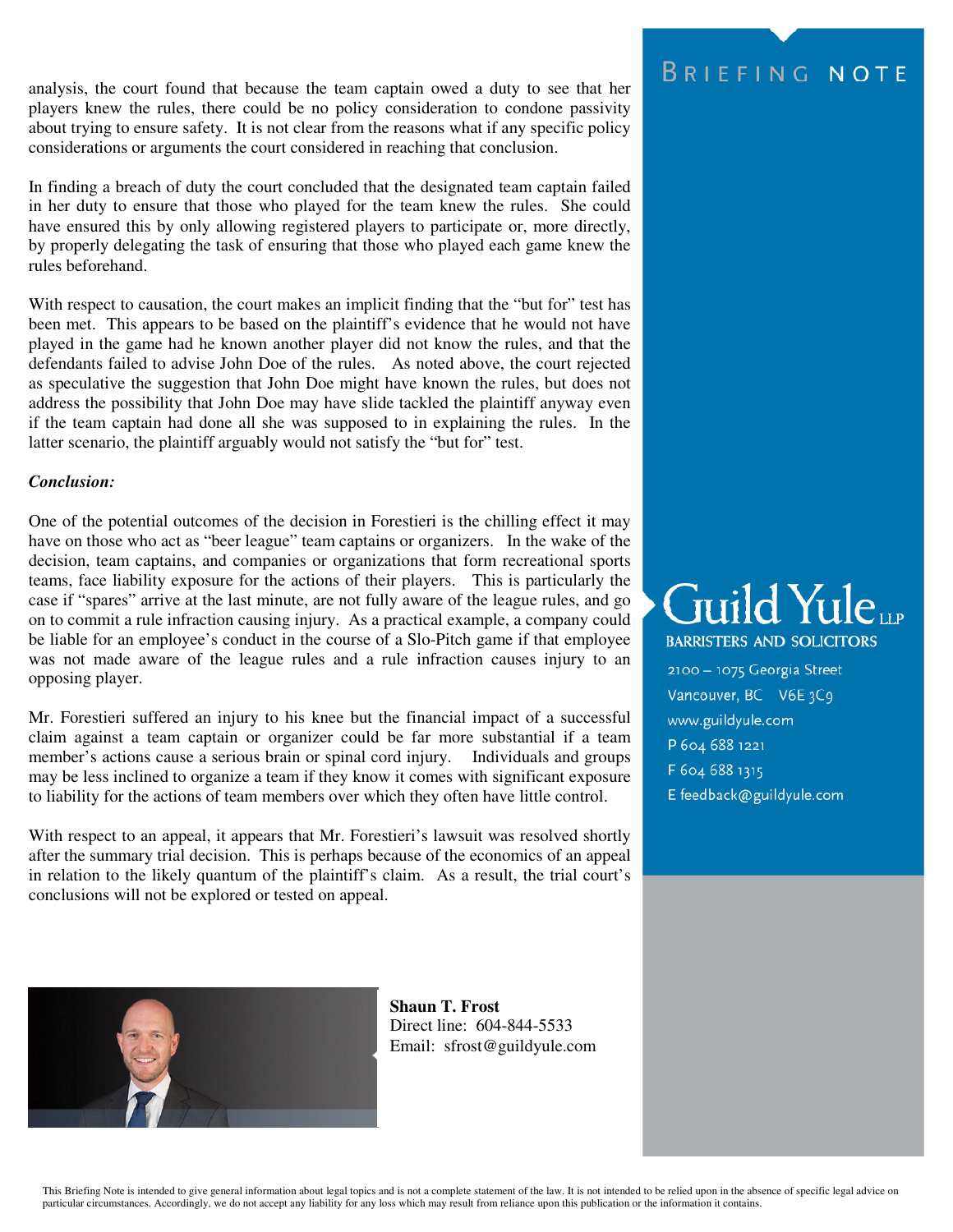analysis, the court found that because the team captain owed a duty to see that her players knew the rules, there could be no policy consideration to condone passivity about trying to ensure safety. It is not clear from the reasons what if any specific policy considerations or arguments the court considered in reaching that conclusion.

In finding a breach of duty the court concluded that the designated team captain failed in her duty to ensure that those who played for the team knew the rules. She could have ensured this by only allowing registered players to participate or, more directly, by properly delegating the task of ensuring that those who played each game knew the rules beforehand.

With respect to causation, the court makes an implicit finding that the "but for" test has been met. This appears to be based on the plaintiff's evidence that he would not have played in the game had he known another player did not know the rules, and that the defendants failed to advise John Doe of the rules. As noted above, the court rejected as speculative the suggestion that John Doe might have known the rules, but does not address the possibility that John Doe may have slide tackled the plaintiff anyway even if the team captain had done all she was supposed to in explaining the rules. In the latter scenario, the plaintiff arguably would not satisfy the "but for" test.

***Conclusion:***

One of the potential outcomes of the decision in Forestieri is the chilling effect it may have on those who act as "beer league" team captains or organizers. In the wake of the decision, team captains, and companies or organizations that form recreational sports teams, face liability exposure for the actions of their players. This is particularly the case if "spares" arrive at the last minute, are not fully aware of the league rules, and go on to commit a rule infraction causing injury. As a practical example, a company could be liable for an employee's conduct in the course of a Slo-Pitch game if that employee was not made aware of the league rules and a rule infraction causes injury to an opposing player.

Mr. Forestieri suffered an injury to his knee but the financial impact of a successful claim against a team captain or organizer could be far more substantial if a team member's actions cause a serious brain or spinal cord injury. Individuals and groups may be less inclined to organize a team if they know it comes with significant exposure to liability for the actions of team members over which they often have little control.

With respect to an appeal, it appears that Mr. Forestieri's lawsuit was resolved shortly after the summary trial decision. This is perhaps because of the economics of an appeal in relation to the likely quantum of the plaintiff's claim. As a result, the trial court's conclusions will not be explored or tested on appeal.

**Shaun T. Frost**
Direct line: 604-844-5533
Email: sfrost@guildyule.com

BRIEFING NOTE

Guild Yule LLP
BARRISTERS AND SOLICITORS
2100 – 1075 Georgia Street
Vancouver, BC V6E 3C9
www.guildyule.com
P 604 688 1221
F 604 688 1315
E feedback@guildyule.com

This Briefing Note is intended to give general information about legal topics and is not a complete statement of the law. It is not intended to be relied upon in the absence of specific legal advice on particular circumstances. Accordingly, we do not accept any liability for any loss which may result from reliance upon this publication or the information it contains.